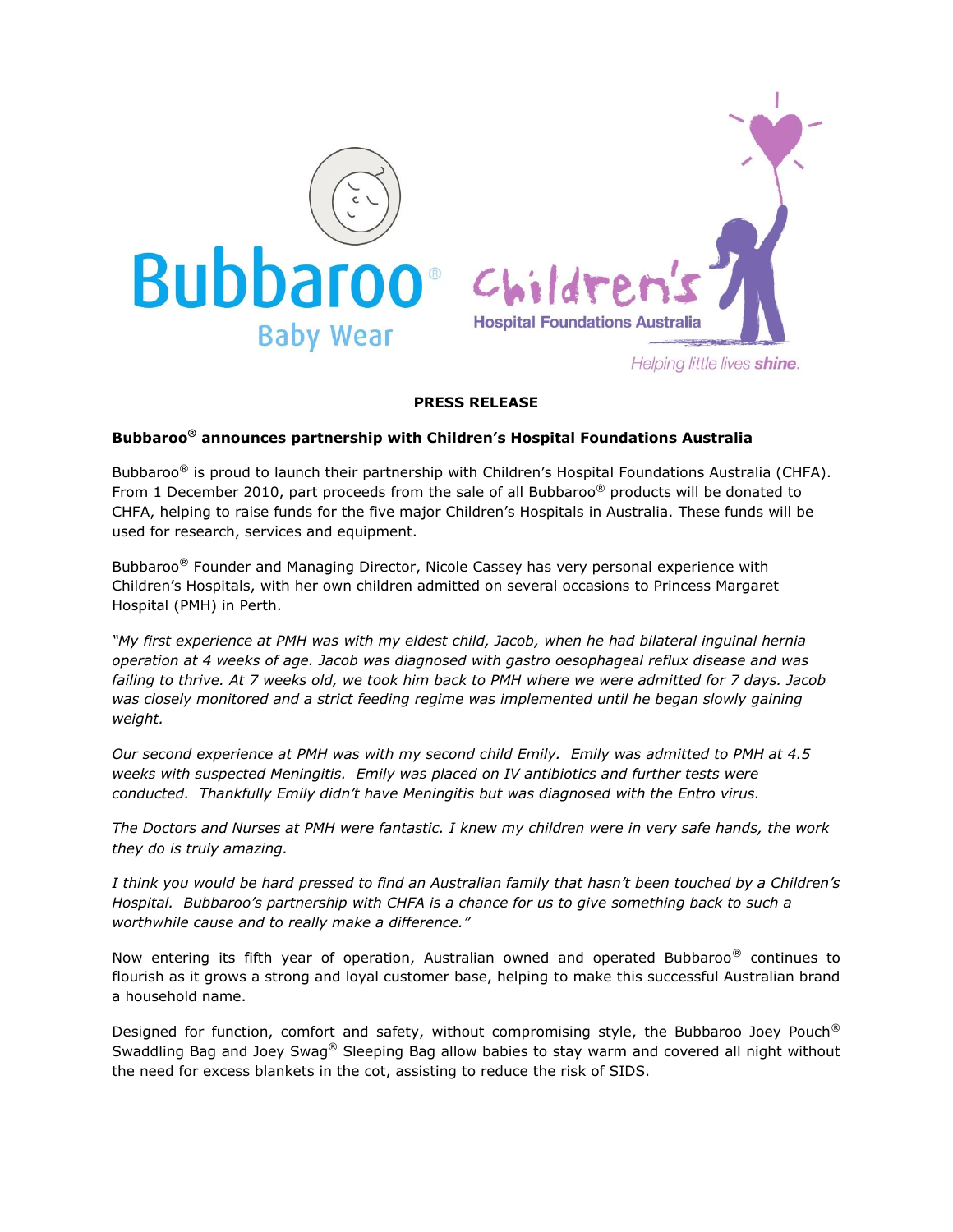Bubbaroo® Baby Wear

Children's Hospital Foundations Australia

Helping little lives shine.

**PRESS RELEASE**

**Bubbaroo® announces partnership with Children's Hospital Foundations Australia**

Bubbaroo® is proud to launch their partnership with Children's Hospital Foundations Australia (CHFA). From 1 December 2010, part proceeds from the sale of all Bubbaroo® products will be donated to CHFA, helping to raise funds for the five major Children's Hospitals in Australia. These funds will be used for research, services and equipment.

Bubbaroo® Founder and Managing Director, Nicole Cassey has very personal experience with Children's Hospitals, with her own children admitted on several occasions to Princess Margaret Hospital (PMH) in Perth.

*"My first experience at PMH was with my eldest child, Jacob, when he had bilateral inguinal hernia operation at 4 weeks of age. Jacob was diagnosed with gastro oesophageal reflux disease and was failing to thrive. At 7 weeks old, we took him back to PMH where we were admitted for 7 days. Jacob was closely monitored and a strict feeding regime was implemented until he began slowly gaining weight.*

*Our second experience at PMH was with my second child Emily. Emily was admitted to PMH at 4.5 weeks with suspected Meningitis. Emily was placed on IV antibiotics and further tests were conducted. Thankfully Emily didn't have Meningitis but was diagnosed with the Entro virus.*

*The Doctors and Nurses at PMH were fantastic. I knew my children were in very safe hands, the work they do is truly amazing.*

*I think you would be hard pressed to find an Australian family that hasn't been touched by a Children's Hospital. Bubbaroo's partnership with CHFA is a chance for us to give something back to such a worthwhile cause and to really make a difference."*

Now entering its fifth year of operation, Australian owned and operated Bubbaroo® continues to flourish as it grows a strong and loyal customer base, helping to make this successful Australian brand a household name.

Designed for function, comfort and safety, without compromising style, the Bubbaroo Joey Pouch® Swaddling Bag and Joey Swag® Sleeping Bag allow babies to stay warm and covered all night without the need for excess blankets in the cot, assisting to reduce the risk of SIDS.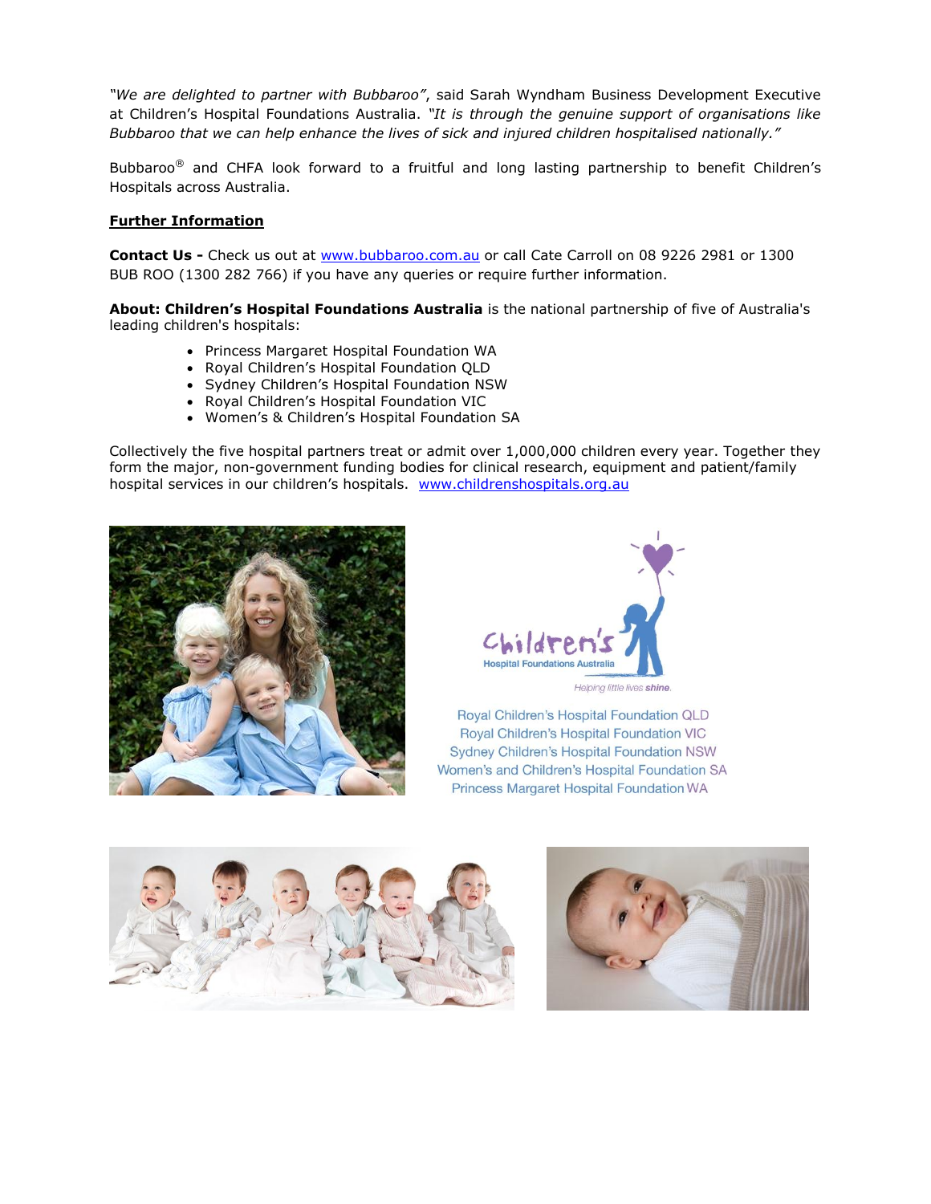*"We are delighted to partner with Bubbaroo"*, said Sarah Wyndham Business Development Executive at Children's Hospital Foundations Australia. *"It is through the genuine support of organisations like Bubbaroo that we can help enhance the lives of sick and injured children hospitalised nationally."*

Bubbaroo® and CHFA look forward to a fruitful and long lasting partnership to benefit Children's Hospitals across Australia.

**Further Information**

**Contact Us -** Check us out at www.bubbaroo.com.au or call Cate Carroll on 08 9226 2981 or 1300 BUB ROO (1300 282 766) if you have any queries or require further information.

**About: Children's Hospital Foundations Australia** is the national partnership of five of Australia's leading children's hospitals:

- Princess Margaret Hospital Foundation WA
- Royal Children's Hospital Foundation QLD
- Sydney Children's Hospital Foundation NSW
- Royal Children's Hospital Foundation VIC
- Women's & Children's Hospital Foundation SA

Collectively the five hospital partners treat or admit over 1,000,000 children every year. Together they form the major, non-government funding bodies for clinical research, equipment and patient/family hospital services in our children's hospitals. www.childrenshospitals.org.au